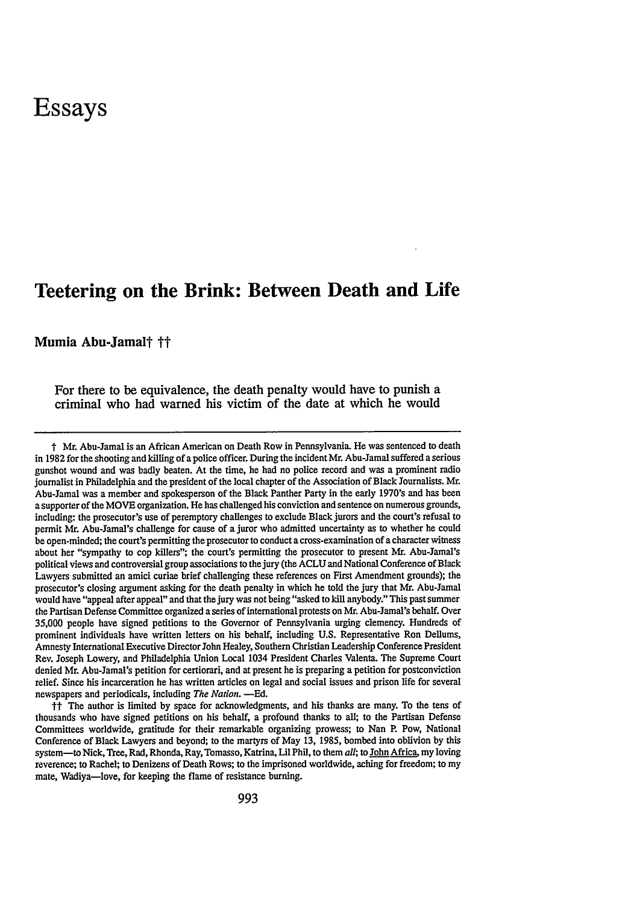# Essays

## Teetering on the Brink: Between Death and Life

**Mumia Abu-Jamal† ††**

> For there to be equivalence, the death penalty would have to punish a criminal who had warned his victim of the date at which he would

---

† Mr. Abu-Jamal is an African American on Death Row in Pennsylvania. He was sentenced to death in 1982 for the shooting and killing of a police officer. During the incident Mr. Abu-Jamal suffered a serious gunshot wound and was badly beaten. At the time, he had no police record and was a prominent radio journalist in Philadelphia and the president of the local chapter of the Association of Black Journalists. Mr. Abu-Jamal was a member and spokesperson of the Black Panther Party in the early 1970's and has been a supporter of the MOVE organization. He has challenged his conviction and sentence on numerous grounds, including: the prosecutor's use of peremptory challenges to exclude Black jurors and the court's refusal to permit Mr. Abu-Jamal's challenge for cause of a juror who admitted uncertainty as to whether he could be open-minded; the court's permitting the prosecutor to conduct a cross-examination of a character witness about her "sympathy to cop killers"; the court's permitting the prosecutor to present Mr. Abu-Jamal's political views and controversial group associations to the jury (the ACLU and National Conference of Black Lawyers submitted an amici curiae brief challenging these references on First Amendment grounds); the prosecutor's closing argument asking for the death penalty in which he told the jury that Mr. Abu-Jamal would have "appeal after appeal" and that the jury was not being "asked to kill anybody." This past summer the Partisan Defense Committee organized a series of international protests on Mr. Abu-Jamal's behalf. Over 35,000 people have signed petitions to the Governor of Pennsylvania urging clemency. Hundreds of prominent individuals have written letters on his behalf, including U.S. Representative Ron Dellums, Amnesty International Executive Director John Healey, Southern Christian Leadership Conference President Rev. Joseph Lowery, and Philadelphia Union Local 1034 President Charles Valenta. The Supreme Court denied Mr. Abu-Jamal's petition for certiorari, and at present he is preparing a petition for postconviction relief. Since his incarceration he has written articles on legal and social issues and prison life for several newspapers and periodicals, including *The Nation*. —Ed.

†† The author is limited by space for acknowledgments, and his thanks are many. To the tens of thousands who have signed petitions on his behalf, a profound thanks to all; to the Partisan Defense Committees worldwide, gratitude for their remarkable organizing prowess; to Nan P. Pow, National Conference of Black Lawyers and beyond; to the martyrs of May 13, 1985, bombed into oblivion by this system—to Nick, Tree, Rad, Rhonda, Ray, Tomasso, Katrina, Lil Phil, to them *all*; to John Africa, my loving reverence; to Rachel; to Denizens of Death Rows; to the imprisoned worldwide, aching for freedom; to my mate, Wadiya—love, for keeping the flame of resistance burning.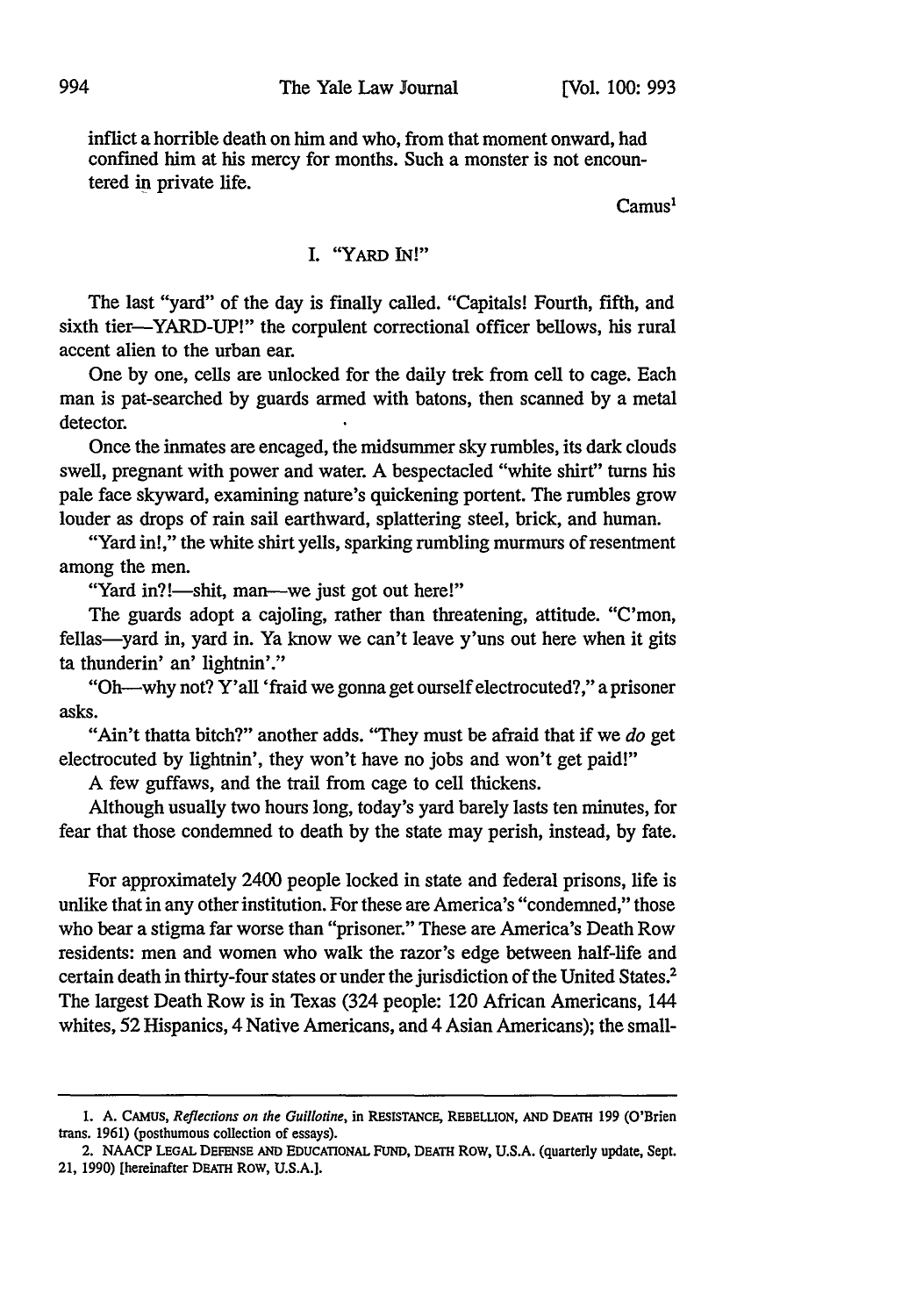inflict a horrible death on him and who, from that moment onward, had confined him at his mercy for months. Such a monster is not encountered in private life.

Camus[1]

## I. "YARD IN!"

The last "yard" of the day is finally called. "Capitals! Fourth, fifth, and sixth tier—YARD-UP!" the corpulent correctional officer bellows, his rural accent alien to the urban ear.

One by one, cells are unlocked for the daily trek from cell to cage. Each man is pat-searched by guards armed with batons, then scanned by a metal detector.

Once the inmates are encaged, the midsummer sky rumbles, its dark clouds swell, pregnant with power and water. A bespectacled "white shirt" turns his pale face skyward, examining nature's quickening portent. The rumbles grow louder as drops of rain sail earthward, splattering steel, brick, and human.

"Yard in!," the white shirt yells, sparking rumbling murmurs of resentment among the men.

"Yard in?!—shit, man—we just got out here!"

The guards adopt a cajoling, rather than threatening, attitude. "C'mon, fellas—yard in, yard in. Ya know we can't leave y'uns out here when it gits ta thunderin' an' lightnin'."

"Oh—why not? Y'all 'fraid we gonna get ourself electrocuted?," a prisoner asks.

"Ain't thatta bitch?" another adds. "They must be afraid that if we *do* get electrocuted by lightnin', they won't have no jobs and won't get paid!"

A few guffaws, and the trail from cage to cell thickens.

Although usually two hours long, today's yard barely lasts ten minutes, for fear that those condemned to death by the state may perish, instead, by fate.

For approximately 2400 people locked in state and federal prisons, life is unlike that in any other institution. For these are America's "condemned," those who bear a stigma far worse than "prisoner." These are America's Death Row residents: men and women who walk the razor's edge between half-life and certain death in thirty-four states or under the jurisdiction of the United States.[2] The largest Death Row is in Texas (324 people: 120 African Americans, 144 whites, 52 Hispanics, 4 Native Americans, and 4 Asian Americans); the small-

---

1. A. CAMUS, *Reflections on the Guillotine*, in RESISTANCE, REBELLION, AND DEATH 199 (O'Brien trans. 1961) (posthumous collection of essays).

2. NAACP LEGAL DEFENSE AND EDUCATIONAL FUND, DEATH ROW, U.S.A. (quarterly update, Sept. 21, 1990) [hereinafter DEATH ROW, U.S.A.].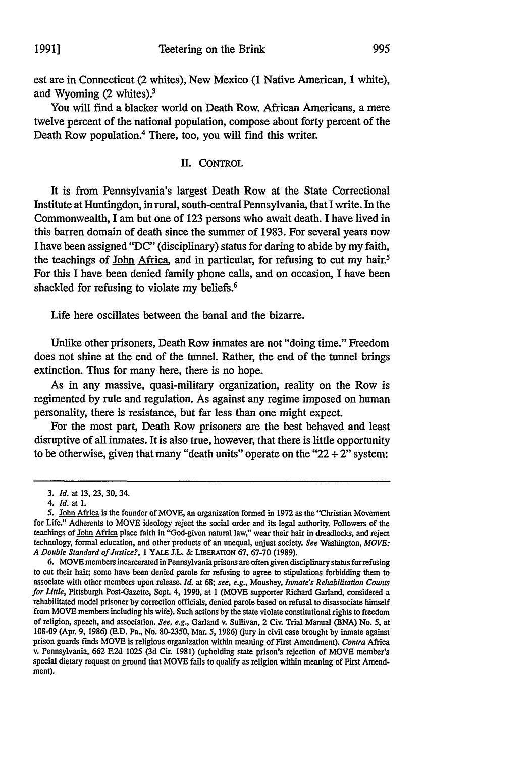est are in Connecticut (2 whites), New Mexico (1 Native American, 1 white), and Wyoming (2 whites).[3]

You will find a blacker world on Death Row. African Americans, a mere twelve percent of the national population, compose about forty percent of the Death Row population.[4] There, too, you will find this writer.

## II. CONTROL

It is from Pennsylvania's largest Death Row at the State Correctional Institute at Huntingdon, in rural, south-central Pennsylvania, that I write. In the Commonwealth, I am but one of 123 persons who await death. I have lived in this barren domain of death since the summer of 1983. For several years now I have been assigned "DC" (disciplinary) status for daring to abide by my faith, the teachings of John Africa, and in particular, for refusing to cut my hair.[5] For this I have been denied family phone calls, and on occasion, I have been shackled for refusing to violate my beliefs.[6]

Life here oscillates between the banal and the bizarre.

Unlike other prisoners, Death Row inmates are not "doing time." Freedom does not shine at the end of the tunnel. Rather, the end of the tunnel brings extinction. Thus for many here, there is no hope.

As in any massive, quasi-military organization, reality on the Row is regimented by rule and regulation. As against any regime imposed on human personality, there is resistance, but far less than one might expect.

For the most part, Death Row prisoners are the best behaved and least disruptive of all inmates. It is also true, however, that there is little opportunity to be otherwise, given that many "death units" operate on the "22 + 2" system:

---

3. *Id.* at 13, 23, 30, 34.

4. *Id.* at 1.

5. John Africa is the founder of MOVE, an organization formed in 1972 as the "Christian Movement for Life." Adherents to MOVE ideology reject the social order and its legal authority. Followers of the teachings of John Africa place faith in "God-given natural law," wear their hair in dreadlocks, and reject technology, formal education, and other products of an unequal, unjust society. *See* Washington, *MOVE: A Double Standard of Justice?*, 1 YALE J.L. & LIBERATION 67, 67-70 (1989).

6. MOVE members incarcerated in Pennsylvania prisons are often given disciplinary status for refusing to cut their hair; some have been denied parole for refusing to agree to stipulations forbidding them to associate with other members upon release. *Id.* at 68; *see, e.g.*, Moushey, *Inmate's Rehabilitation Counts for Little*, Pittsburgh Post-Gazette, Sept. 4, 1990, at 1 (MOVE supporter Richard Garland, considered a rehabilitated model prisoner by correction officials, denied parole based on refusal to disassociate himself from MOVE members including his wife). Such actions by the state violate constitutional rights to freedom of religion, speech, and association. *See, e.g.*, Garland v. Sullivan, 2 Civ. Trial Manual (BNA) No. 5, at 108-09 (Apr. 9, 1986) (E.D. Pa., No. 80-2350, Mar. 5, 1986) (jury in civil case brought by inmate against prison guards finds MOVE is religious organization within meaning of First Amendment). *Contra* Africa v. Pennsylvania, 662 F.2d 1025 (3d Cir. 1981) (upholding state prison's rejection of MOVE member's special dietary request on ground that MOVE fails to qualify as religion within meaning of First Amendment).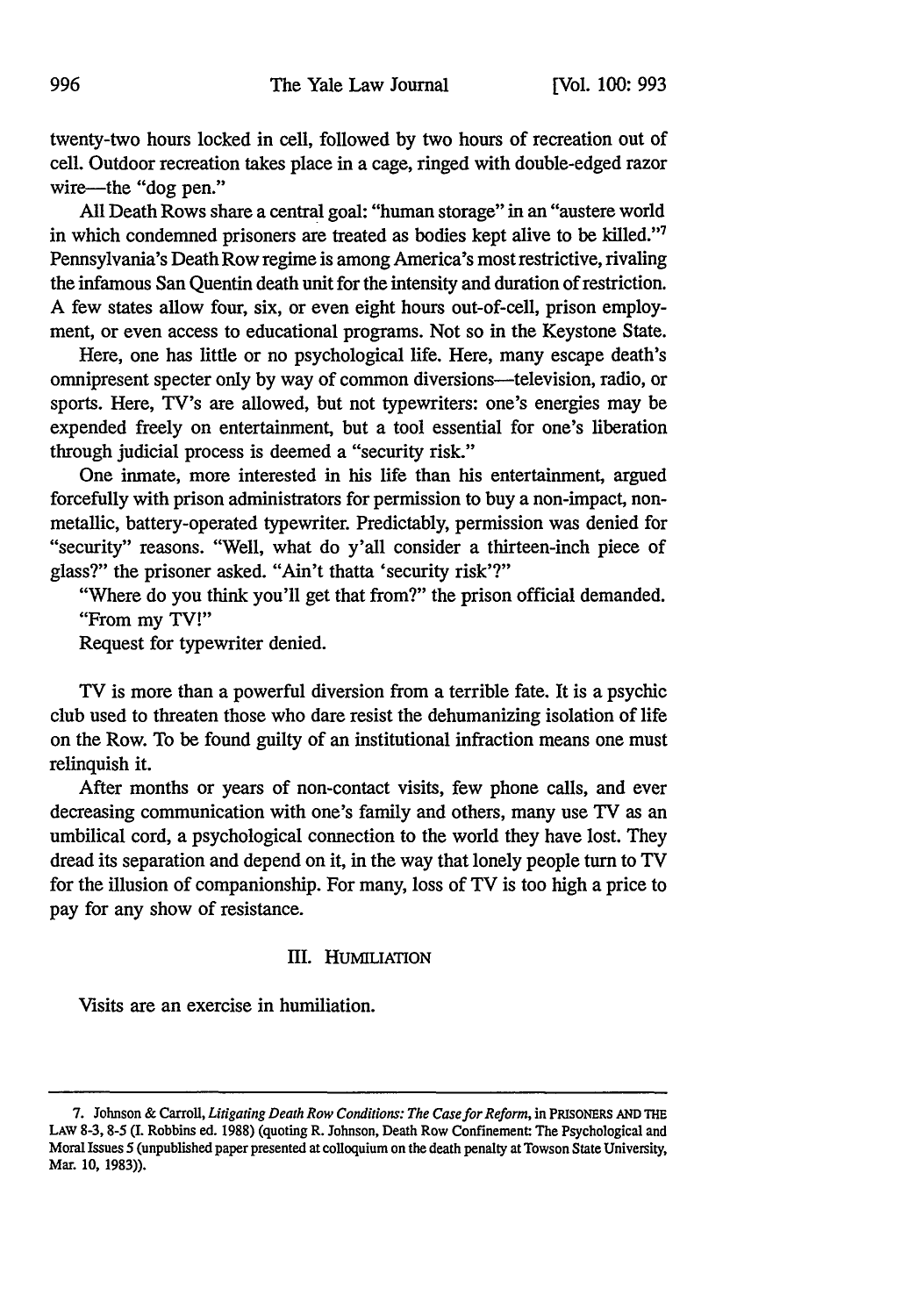twenty-two hours locked in cell, followed by two hours of recreation out of cell. Outdoor recreation takes place in a cage, ringed with double-edged razor wire—the "dog pen."

All Death Rows share a central goal: "human storage" in an "austere world in which condemned prisoners are treated as bodies kept alive to be killed."[7] Pennsylvania's Death Row regime is among America's most restrictive, rivaling the infamous San Quentin death unit for the intensity and duration of restriction. A few states allow four, six, or even eight hours out-of-cell, prison employment, or even access to educational programs. Not so in the Keystone State.

Here, one has little or no psychological life. Here, many escape death's omnipresent specter only by way of common diversions—television, radio, or sports. Here, TV's are allowed, but not typewriters: one's energies may be expended freely on entertainment, but a tool essential for one's liberation through judicial process is deemed a "security risk."

One inmate, more interested in his life than his entertainment, argued forcefully with prison administrators for permission to buy a non-impact, non-metallic, battery-operated typewriter. Predictably, permission was denied for "security" reasons. "Well, what do y'all consider a thirteen-inch piece of glass?" the prisoner asked. "Ain't thatta 'security risk'?"

"Where do you think you'll get that from?" the prison official demanded.

"From my TV!"

Request for typewriter denied.

TV is more than a powerful diversion from a terrible fate. It is a psychic club used to threaten those who dare resist the dehumanizing isolation of life on the Row. To be found guilty of an institutional infraction means one must relinquish it.

After months or years of non-contact visits, few phone calls, and ever decreasing communication with one's family and others, many use TV as an umbilical cord, a psychological connection to the world they have lost. They dread its separation and depend on it, in the way that lonely people turn to TV for the illusion of companionship. For many, loss of TV is too high a price to pay for any show of resistance.

## III. HUMILIATION

Visits are an exercise in humiliation.

---

7. Johnson & Carroll, *Litigating Death Row Conditions: The Case for Reform*, in PRISONERS AND THE LAW 8-3, 8-5 (I. Robbins ed. 1988) (quoting R. Johnson, Death Row Confinement: The Psychological and Moral Issues 5 (unpublished paper presented at colloquium on the death penalty at Towson State University, Mar. 10, 1983)).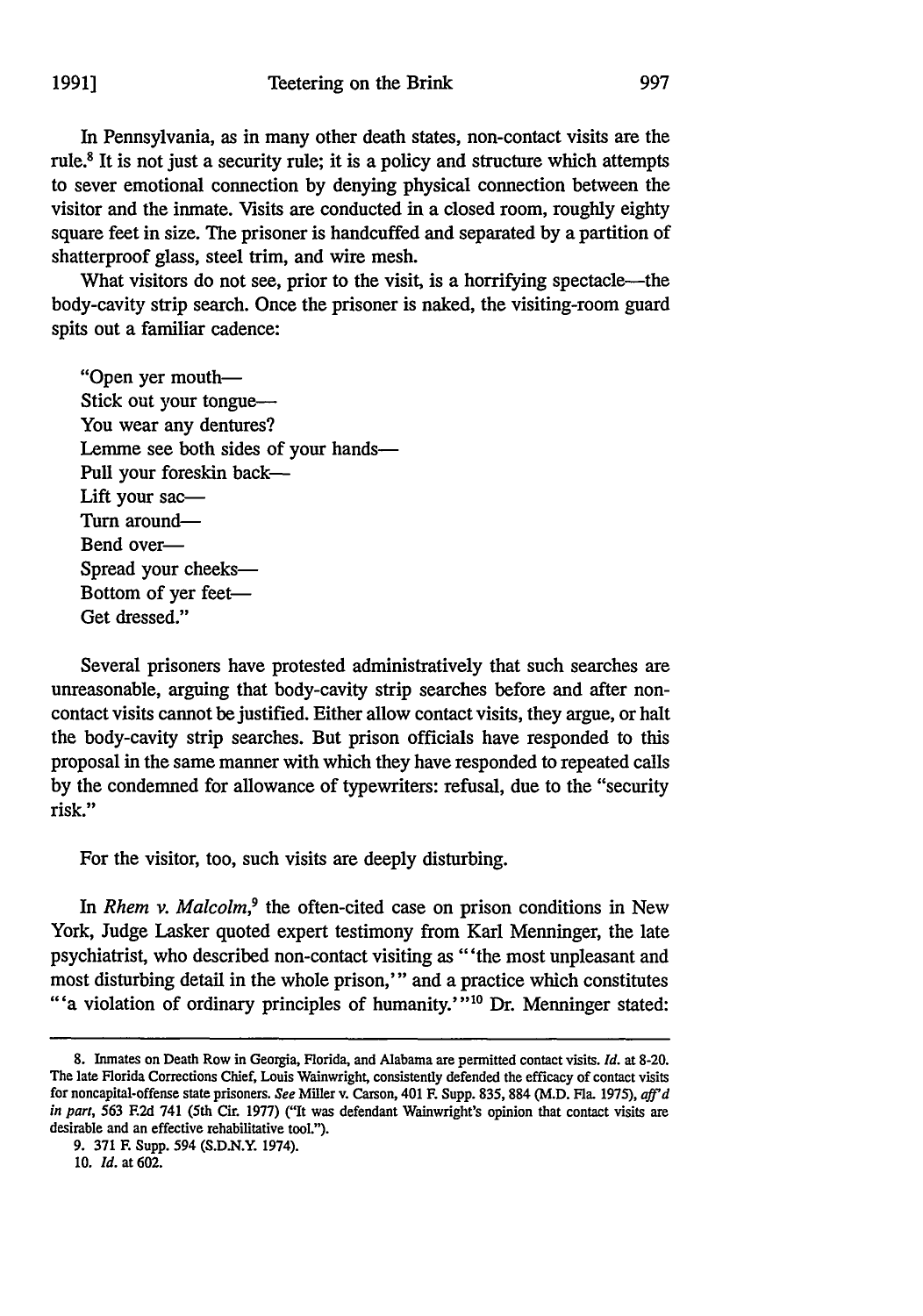In Pennsylvania, as in many other death states, non-contact visits are the rule.[8] It is not just a security rule; it is a policy and structure which attempts to sever emotional connection by denying physical connection between the visitor and the inmate. Visits are conducted in a closed room, roughly eighty square feet in size. The prisoner is handcuffed and separated by a partition of shatterproof glass, steel trim, and wire mesh.

What visitors do not see, prior to the visit, is a horrifying spectacle—the body-cavity strip search. Once the prisoner is naked, the visiting-room guard spits out a familiar cadence:

> "Open yer mouth—
> Stick out your tongue—
> You wear any dentures?
> Lemme see both sides of your hands—
> Pull your foreskin back—
> Lift your sac—
> Turn around—
> Bend over—
> Spread your cheeks—
> Bottom of yer feet—
> Get dressed."

Several prisoners have protested administratively that such searches are unreasonable, arguing that body-cavity strip searches before and after non-contact visits cannot be justified. Either allow contact visits, they argue, or halt the body-cavity strip searches. But prison officials have responded to this proposal in the same manner with which they have responded to repeated calls by the condemned for allowance of typewriters: refusal, due to the "security risk."

For the visitor, too, such visits are deeply disturbing.

In *Rhem v. Malcolm*,[9] the often-cited case on prison conditions in New York, Judge Lasker quoted expert testimony from Karl Menninger, the late psychiatrist, who described non-contact visiting as "'the most unpleasant and most disturbing detail in the whole prison,'" and a practice which constitutes "'a violation of ordinary principles of humanity.'"[10] Dr. Menninger stated:

---

8. Inmates on Death Row in Georgia, Florida, and Alabama are permitted contact visits. *Id.* at 8-20. The late Florida Corrections Chief, Louis Wainwright, consistently defended the efficacy of contact visits for noncapital-offense state prisoners. *See* Miller v. Carson, 401 F. Supp. 835, 884 (M.D. Fla. 1975), *aff'd in part*, 563 F.2d 741 (5th Cir. 1977) ("It was defendant Wainwright's opinion that contact visits are desirable and an effective rehabilitative tool.").

9. 371 F. Supp. 594 (S.D.N.Y. 1974).

10. *Id.* at 602.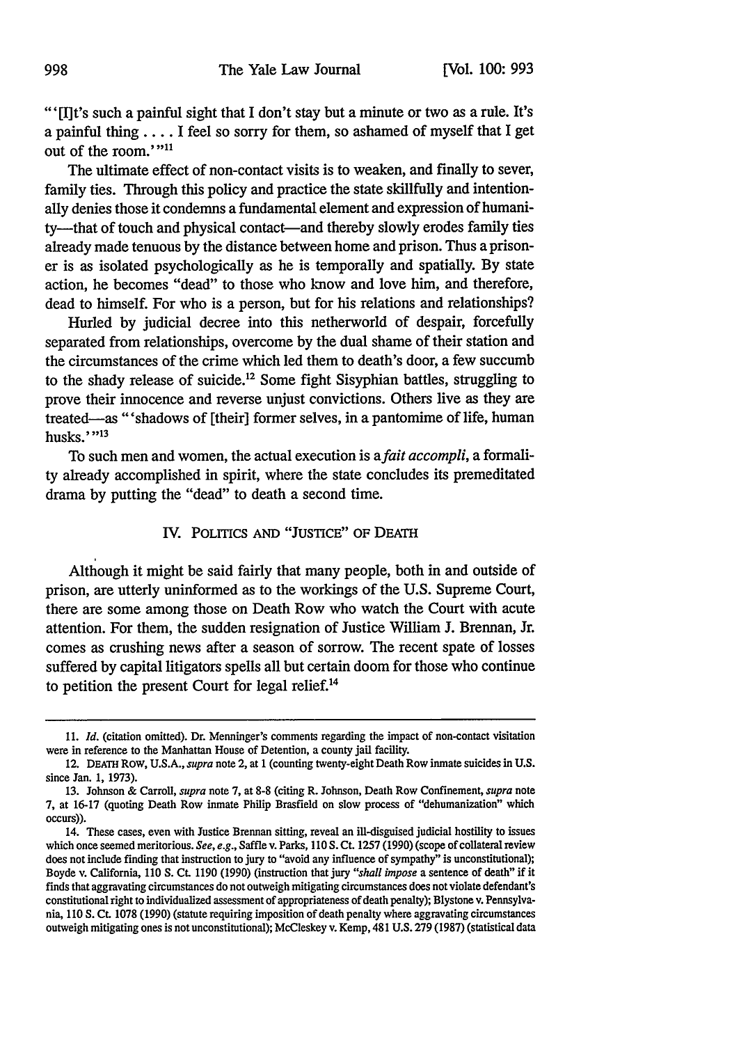"'[I]t's such a painful sight that I don't stay but a minute or two as a rule. It's a painful thing . . . . I feel so sorry for them, so ashamed of myself that I get out of the room.'"[11]

The ultimate effect of non-contact visits is to weaken, and finally to sever, family ties. Through this policy and practice the state skillfully and intentionally denies those it condemns a fundamental element and expression of humanity—that of touch and physical contact—and thereby slowly erodes family ties already made tenuous by the distance between home and prison. Thus a prisoner is as isolated psychologically as he is temporally and spatially. By state action, he becomes "dead" to those who know and love him, and therefore, dead to himself. For who is a person, but for his relations and relationships?

Hurled by judicial decree into this netherworld of despair, forcefully separated from relationships, overcome by the dual shame of their station and the circumstances of the crime which led them to death's door, a few succumb to the shady release of suicide.[12] Some fight Sisyphian battles, struggling to prove their innocence and reverse unjust convictions. Others live as they are treated—as "'shadows of [their] former selves, in a pantomime of life, human husks.'"[13]

To such men and women, the actual execution is a *fait accompli*, a formality already accomplished in spirit, where the state concludes its premeditated drama by putting the "dead" to death a second time.

## IV. POLITICS AND "JUSTICE" OF DEATH

Although it might be said fairly that many people, both in and outside of prison, are utterly uninformed as to the workings of the U.S. Supreme Court, there are some among those on Death Row who watch the Court with acute attention. For them, the sudden resignation of Justice William J. Brennan, Jr. comes as crushing news after a season of sorrow. The recent spate of losses suffered by capital litigators spells all but certain doom for those who continue to petition the present Court for legal relief.[14]

---

11. *Id.* (citation omitted). Dr. Menninger's comments regarding the impact of non-contact visitation were in reference to the Manhattan House of Detention, a county jail facility.

12. DEATH ROW, U.S.A., *supra* note 2, at 1 (counting twenty-eight Death Row inmate suicides in U.S. since Jan. 1, 1973).

13. Johnson & Carroll, *supra* note 7, at 8-8 (citing R. Johnson, Death Row Confinement, *supra* note 7, at 16-17 (quoting Death Row inmate Philip Brasfield on slow process of "dehumanization" which occurs)).

14. These cases, even with Justice Brennan sitting, reveal an ill-disguised judicial hostility to issues which once seemed meritorious. *See, e.g.*, Saffle v. Parks, 110 S. Ct. 1257 (1990) (scope of collateral review does not include finding that instruction to jury to "avoid any influence of sympathy" is unconstitutional); Boyde v. California, 110 S. Ct. 1190 (1990) (instruction that jury *"shall impose"* a sentence of death" if it finds that aggravating circumstances do not outweigh mitigating circumstances does not violate defendant's constitutional right to individualized assessment of appropriateness of death penalty); Blystone v. Pennsylvania, 110 S. Ct. 1078 (1990) (statute requiring imposition of death penalty where aggravating circumstances outweigh mitigating ones is not unconstitutional); McCleskey v. Kemp, 481 U.S. 279 (1987) (statistical data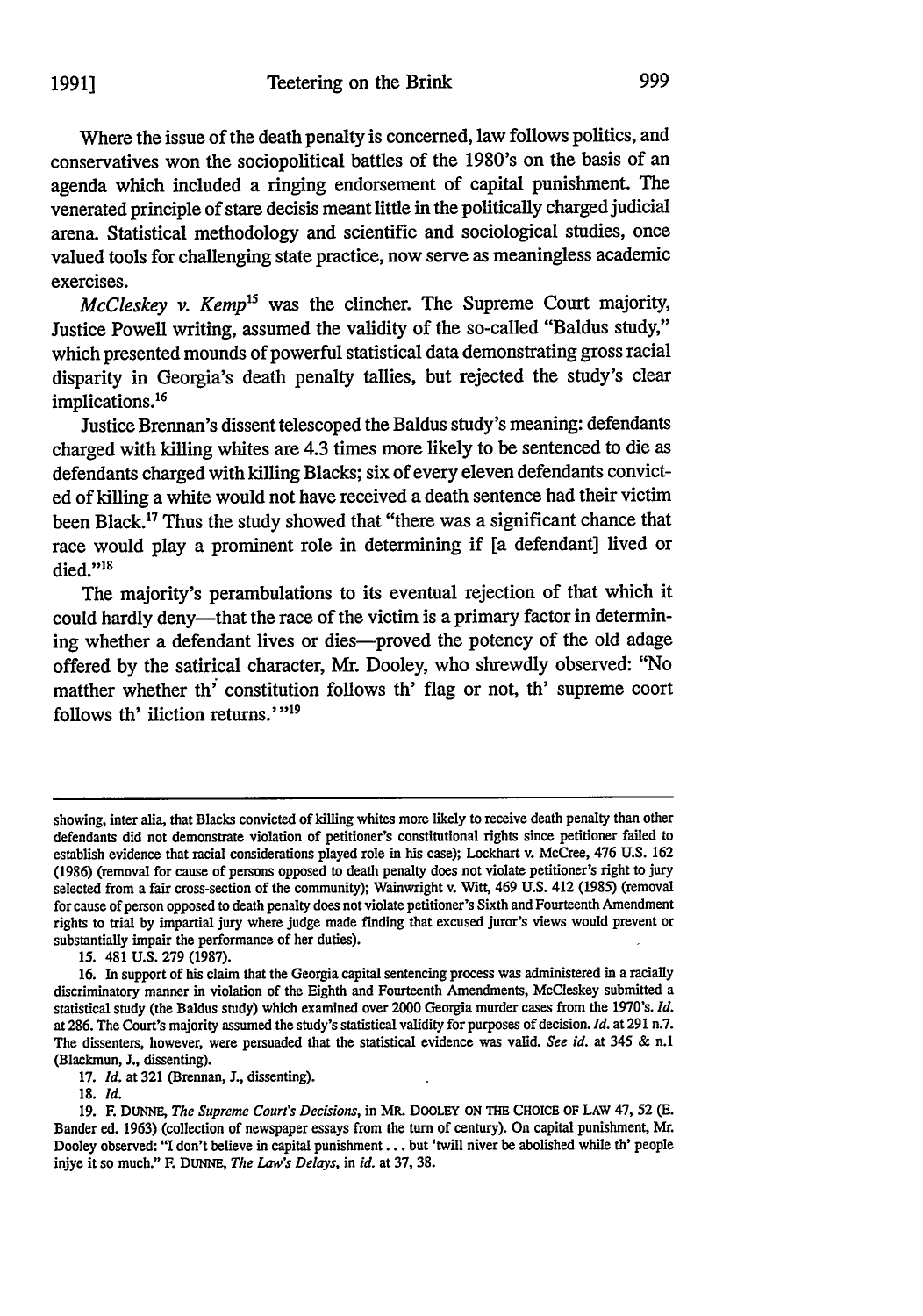Where the issue of the death penalty is concerned, law follows politics, and conservatives won the sociopolitical battles of the 1980's on the basis of an agenda which included a ringing endorsement of capital punishment. The venerated principle of stare decisis meant little in the politically charged judicial arena. Statistical methodology and scientific and sociological studies, once valued tools for challenging state practice, now serve as meaningless academic exercises.

*McCleskey v. Kemp*[15] was the clincher. The Supreme Court majority, Justice Powell writing, assumed the validity of the so-called "Baldus study," which presented mounds of powerful statistical data demonstrating gross racial disparity in Georgia's death penalty tallies, but rejected the study's clear implications.[16]

Justice Brennan's dissent telescoped the Baldus study's meaning: defendants charged with killing whites are 4.3 times more likely to be sentenced to die as defendants charged with killing Blacks; six of every eleven defendants convicted of killing a white would not have received a death sentence had their victim been Black.[17] Thus the study showed that "there was a significant chance that race would play a prominent role in determining if [a defendant] lived or died."[18]

The majority's perambulations to its eventual rejection of that which it could hardly deny—that the race of the victim is a primary factor in determining whether a defendant lives or dies—proved the potency of the old adage offered by the satirical character, Mr. Dooley, who shrewdly observed: "No matther whether th' constitution follows th' flag or not, th' supreme coort follows th' iliction returns.' "[19]

---

showing, inter alia, that Blacks convicted of killing whites more likely to receive death penalty than other defendants did not demonstrate violation of petitioner's constitutional rights since petitioner failed to establish evidence that racial considerations played role in his case); Lockhart v. McCree, 476 U.S. 162 (1986) (removal for cause of persons opposed to death penalty does not violate petitioner's right to jury selected from a fair cross-section of the community); Wainwright v. Witt, 469 U.S. 412 (1985) (removal for cause of person opposed to death penalty does not violate petitioner's Sixth and Fourteenth Amendment rights to trial by impartial jury where judge made finding that excused juror's views would prevent or substantially impair the performance of her duties).

15. 481 U.S. 279 (1987).

16. In support of his claim that the Georgia capital sentencing process was administered in a racially discriminatory manner in violation of the Eighth and Fourteenth Amendments, McCleskey submitted a statistical study (the Baldus study) which examined over 2000 Georgia murder cases from the 1970's. *Id.* at 286. The Court's majority assumed the study's statistical validity for purposes of decision. *Id.* at 291 n.7. The dissenters, however, were persuaded that the statistical evidence was valid. *See id.* at 345 & n.1 (Blackmun, J., dissenting).

17. *Id.* at 321 (Brennan, J., dissenting).

18. *Id.*

19. F. DUNNE, *The Supreme Court's Decisions*, in MR. DOOLEY ON THE CHOICE OF LAW 47, 52 (E. Bander ed. 1963) (collection of newspaper essays from the turn of century). On capital punishment, Mr. Dooley observed: "I don't believe in capital punishment . . . but 'twill niver be abolished while th' people injye it so much." F. DUNNE, *The Law's Delays*, in *id.* at 37, 38.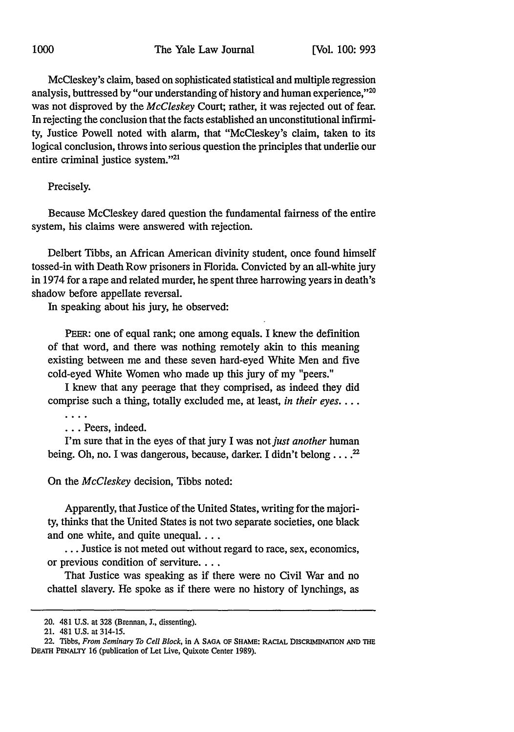McCleskey's claim, based on sophisticated statistical and multiple regression analysis, buttressed by "our understanding of history and human experience,"[20] was not disproved by the *McCleskey* Court; rather, it was rejected out of fear. In rejecting the conclusion that the facts established an unconstitutional infirmity, Justice Powell noted with alarm, that "McCleskey's claim, taken to its logical conclusion, throws into serious question the principles that underlie our entire criminal justice system."[21]

Precisely.

Because McCleskey dared question the fundamental fairness of the entire system, his claims were answered with rejection.

Delbert Tibbs, an African American divinity student, once found himself tossed-in with Death Row prisoners in Florida. Convicted by an all-white jury in 1974 for a rape and related murder, he spent three harrowing years in death's shadow before appellate reversal.

In speaking about his jury, he observed:

> PEER: one of equal rank; one among equals. I knew the definition of that word, and there was nothing remotely akin to this meaning existing between me and these seven hard-eyed White Men and five cold-eyed White Women who made up this jury of my "peers."
>
> I knew that any peerage that they comprised, as indeed they did comprise such a thing, totally excluded me, at least, *in their eyes*. . . .
>
> . . . .
>
> . . . Peers, indeed.
>
> I'm sure that in the eyes of that jury I was not *just another* human being. Oh, no. I was dangerous, because, darker. I didn't belong . . . .[22]

On the *McCleskey* decision, Tibbs noted:

> Apparently, that Justice of the United States, writing for the majority, thinks that the United States is not two separate societies, one black and one white, and quite unequal. . . .
>
> . . . Justice is not meted out without regard to race, sex, economics, or previous condition of serviture. . . .
>
> That Justice was speaking as if there were no Civil War and no chattel slavery. He spoke as if there were no history of lynchings, as

---

20. 481 U.S. at 328 (Brennan, J., dissenting).

21. 481 U.S. at 314-15.

22. Tibbs, *From Seminary To Cell Block*, in A SAGA OF SHAME: RACIAL DISCRIMINATION AND THE DEATH PENALTY 16 (publication of Let Live, Quixote Center 1989).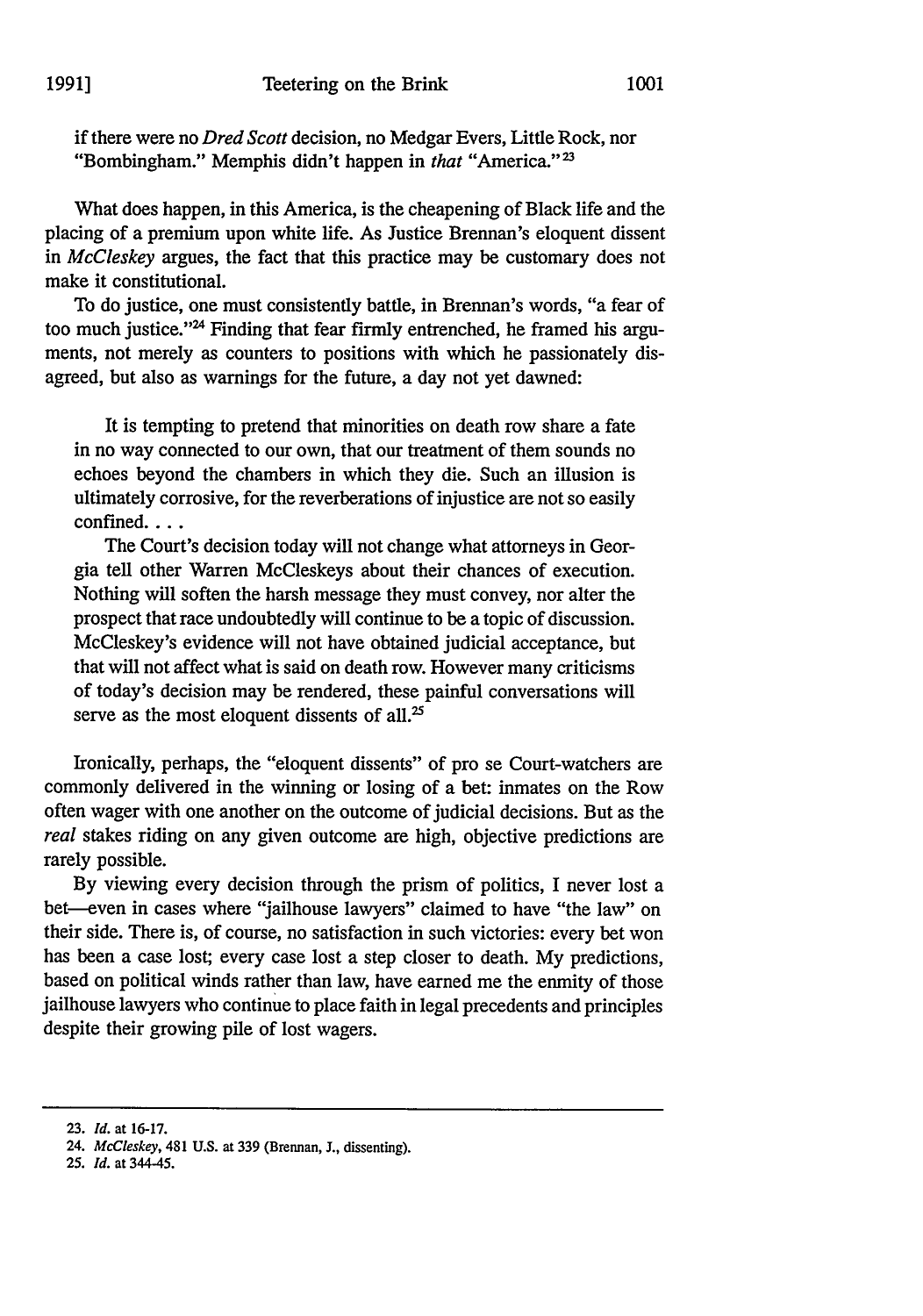if there were no *Dred Scott* decision, no Medgar Evers, Little Rock, nor "Bombingham." Memphis didn't happen in *that* "America."[23]

What does happen, in this America, is the cheapening of Black life and the placing of a premium upon white life. As Justice Brennan's eloquent dissent in *McCleskey* argues, the fact that this practice may be customary does not make it constitutional.

To do justice, one must consistently battle, in Brennan's words, "a fear of too much justice."[24] Finding that fear firmly entrenched, he framed his arguments, not merely as counters to positions with which he passionately disagreed, but also as warnings for the future, a day not yet dawned:

> It is tempting to pretend that minorities on death row share a fate in no way connected to our own, that our treatment of them sounds no echoes beyond the chambers in which they die. Such an illusion is ultimately corrosive, for the reverberations of injustice are not so easily confined. . . .
>
> The Court's decision today will not change what attorneys in Georgia tell other Warren McCleskeys about their chances of execution. Nothing will soften the harsh message they must convey, nor alter the prospect that race undoubtedly will continue to be a topic of discussion. McCleskey's evidence will not have obtained judicial acceptance, but that will not affect what is said on death row. However many criticisms of today's decision may be rendered, these painful conversations will serve as the most eloquent dissents of all.[25]

Ironically, perhaps, the "eloquent dissents" of pro se Court-watchers are commonly delivered in the winning or losing of a bet: inmates on the Row often wager with one another on the outcome of judicial decisions. But as the *real* stakes riding on any given outcome are high, objective predictions are rarely possible.

By viewing every decision through the prism of politics, I never lost a bet—even in cases where "jailhouse lawyers" claimed to have "the law" on their side. There is, of course, no satisfaction in such victories: every bet won has been a case lost; every case lost a step closer to death. My predictions, based on political winds rather than law, have earned me the enmity of those jailhouse lawyers who continue to place faith in legal precedents and principles despite their growing pile of lost wagers.

---

23. *Id.* at 16-17.

24. *McCleskey*, 481 U.S. at 339 (Brennan, J., dissenting).

25. *Id.* at 344-45.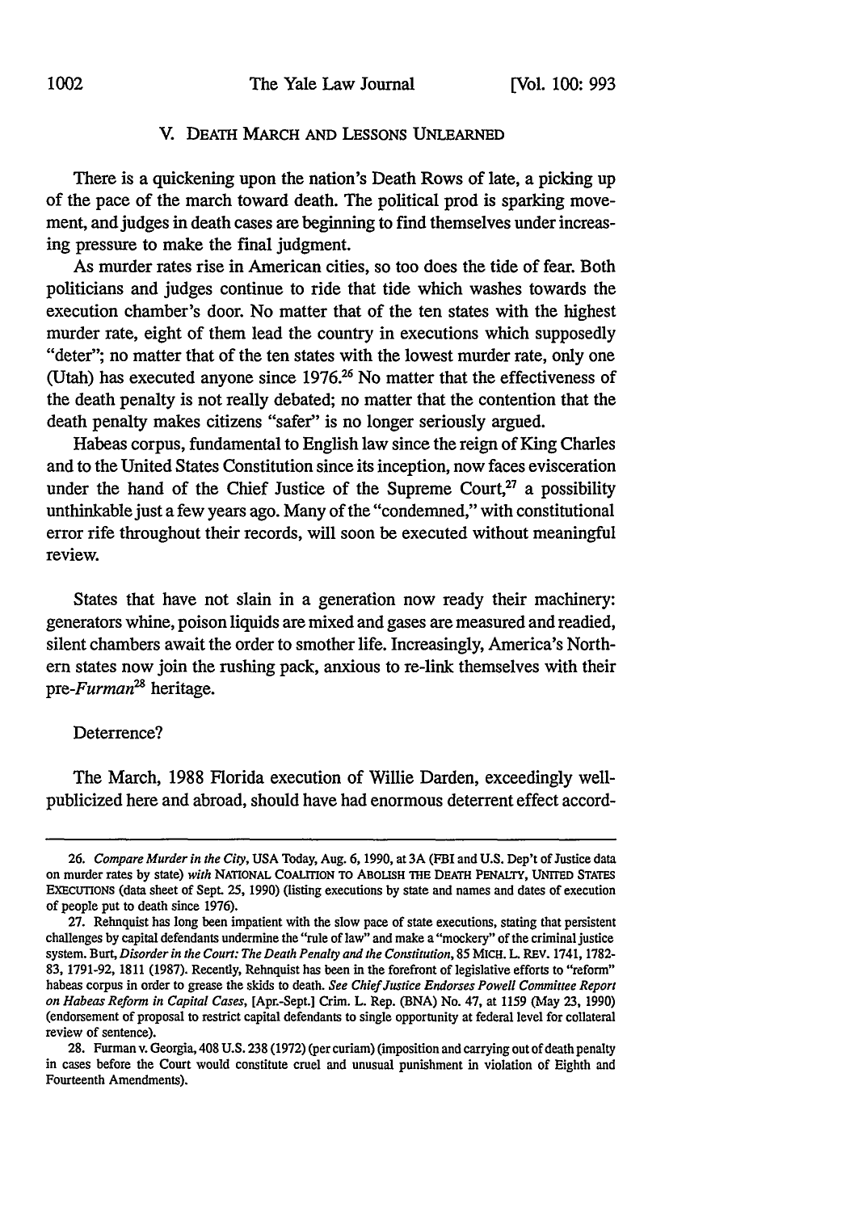## V. Death March and Lessons Unlearned

There is a quickening upon the nation's Death Rows of late, a picking up of the pace of the march toward death. The political prod is sparking movement, and judges in death cases are beginning to find themselves under increasing pressure to make the final judgment.

As murder rates rise in American cities, so too does the tide of fear. Both politicians and judges continue to ride that tide which washes towards the execution chamber's door. No matter that of the ten states with the highest murder rate, eight of them lead the country in executions which supposedly "deter"; no matter that of the ten states with the lowest murder rate, only one (Utah) has executed anyone since 1976.[26] No matter that the effectiveness of the death penalty is not really debated; no matter that the contention that the death penalty makes citizens "safer" is no longer seriously argued.

Habeas corpus, fundamental to English law since the reign of King Charles and to the United States Constitution since its inception, now faces evisceration under the hand of the Chief Justice of the Supreme Court,[27] a possibility unthinkable just a few years ago. Many of the "condemned," with constitutional error rife throughout their records, will soon be executed without meaningful review.

States that have not slain in a generation now ready their machinery: generators whine, poison liquids are mixed and gases are measured and readied, silent chambers await the order to smother life. Increasingly, America's Northern states now join the rushing pack, anxious to re-link themselves with their pre-*Furman*[28] heritage.

Deterrence?

The March, 1988 Florida execution of Willie Darden, exceedingly well-publicized here and abroad, should have had enormous deterrent effect accord-

---

26. *Compare Murder in the City*, USA Today, Aug. 6, 1990, at 3A (FBI and U.S. Dep't of Justice data on murder rates by state) *with* National Coalition to Abolish the Death Penalty, United States Executions (data sheet of Sept. 25, 1990) (listing executions by state and names and dates of execution of people put to death since 1976).

27. Rehnquist has long been impatient with the slow pace of state executions, stating that persistent challenges by capital defendants undermine the "rule of law" and make a "mockery" of the criminal justice system. Burt, *Disorder in the Court: The Death Penalty and the Constitution*, 85 Mich. L. Rev. 1741, 1782-83, 1791-92, 1811 (1987). Recently, Rehnquist has been in the forefront of legislative efforts to "reform" habeas corpus in order to grease the skids to death. *See Chief Justice Endorses Powell Committee Report on Habeas Reform in Capital Cases*, [Apr.-Sept.] Crim. L. Rep. (BNA) No. 47, at 1159 (May 23, 1990) (endorsement of proposal to restrict capital defendants to single opportunity at federal level for collateral review of sentence).

28. Furman v. Georgia, 408 U.S. 238 (1972) (per curiam) (imposition and carrying out of death penalty in cases before the Court would constitute cruel and unusual punishment in violation of Eighth and Fourteenth Amendments).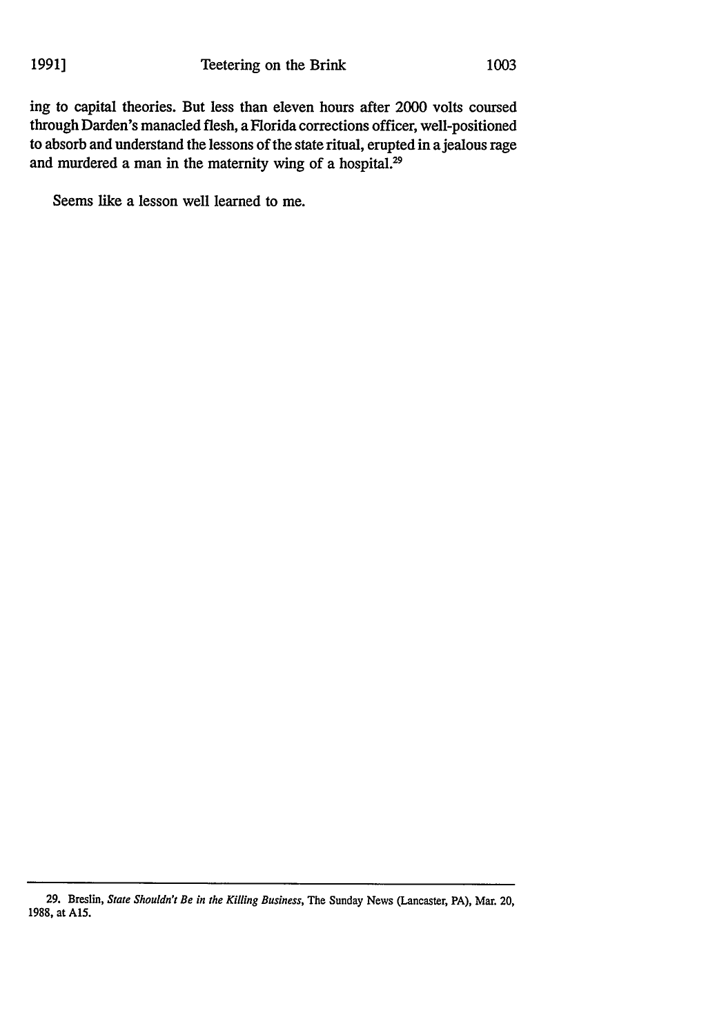ing to capital theories. But less than eleven hours after 2000 volts coursed through Darden's manacled flesh, a Florida corrections officer, well-positioned to absorb and understand the lessons of the state ritual, erupted in a jealous rage and murdered a man in the maternity wing of a hospital.[29]

Seems like a lesson well learned to me.

---

29. Breslin, *State Shouldn't Be in the Killing Business*, The Sunday News (Lancaster, PA), Mar. 20, 1988, at A15.